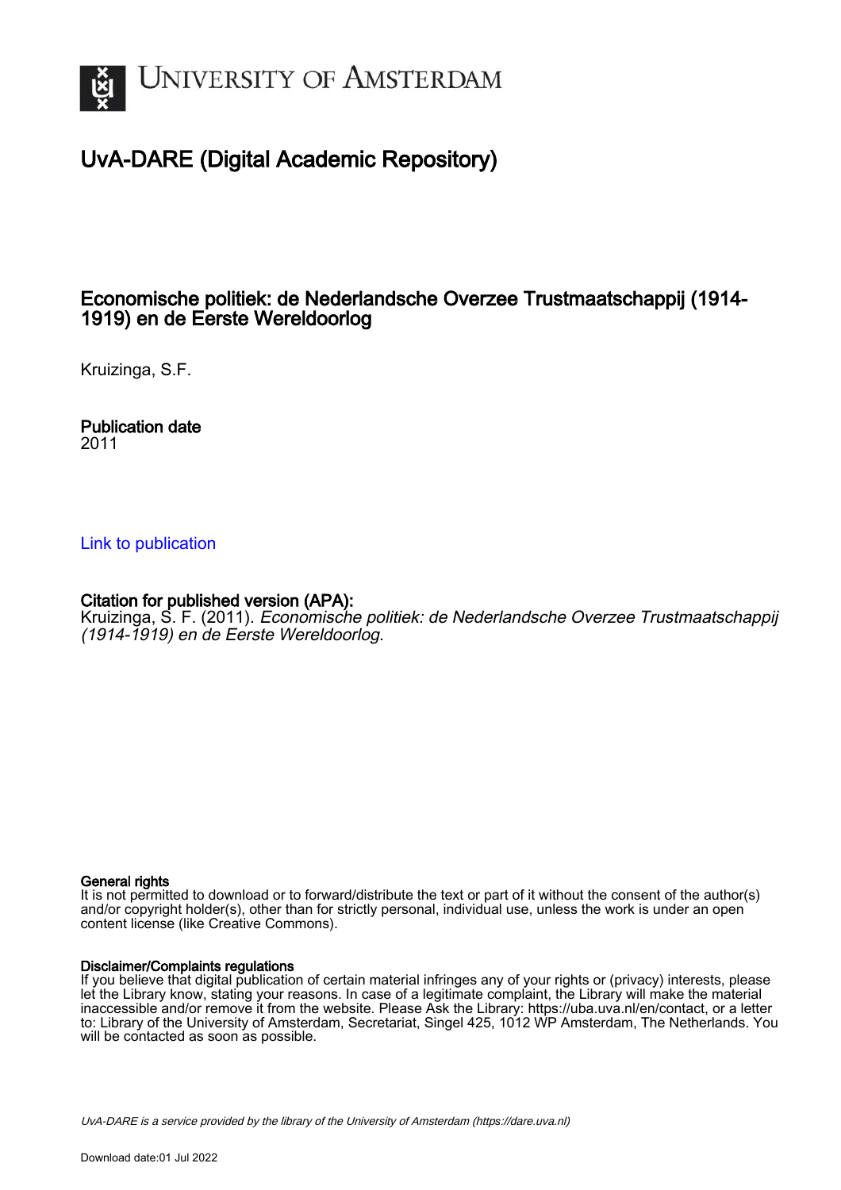# UvA-DARE (Digital Academic Repository)

## Economische politiek: de Nederlandsche Overzee Trustmaatschappij (1914-1919) en de Eerste Wereldoorlog

Kruizinga, S.F.

**Publication date**
2011

[Link to publication](#)

**Citation for published version (APA):**
Kruizinga, S. F. (2011). *Economische politiek: de Nederlandsche Overzee Trustmaatschappij (1914-1919) en de Eerste Wereldoorlog*.

**General rights**
It is not permitted to download or to forward/distribute the text or part of it without the consent of the author(s) and/or copyright holder(s), other than for strictly personal, individual use, unless the work is under an open content license (like Creative Commons).

**Disclaimer/Complaints regulations**
If you believe that digital publication of certain material infringes any of your rights or (privacy) interests, please let the Library know, stating your reasons. In case of a legitimate complaint, the Library will make the material inaccessible and/or remove it from the website. Please Ask the Library: https://uba.uva.nl/en/contact, or a letter to: Library of the University of Amsterdam, Secretariat, Singel 425, 1012 WP Amsterdam, The Netherlands. You will be contacted as soon as possible.

*UvA-DARE is a service provided by the library of the University of Amsterdam (https://dare.uva.nl)*

Download date:01 Jul 2022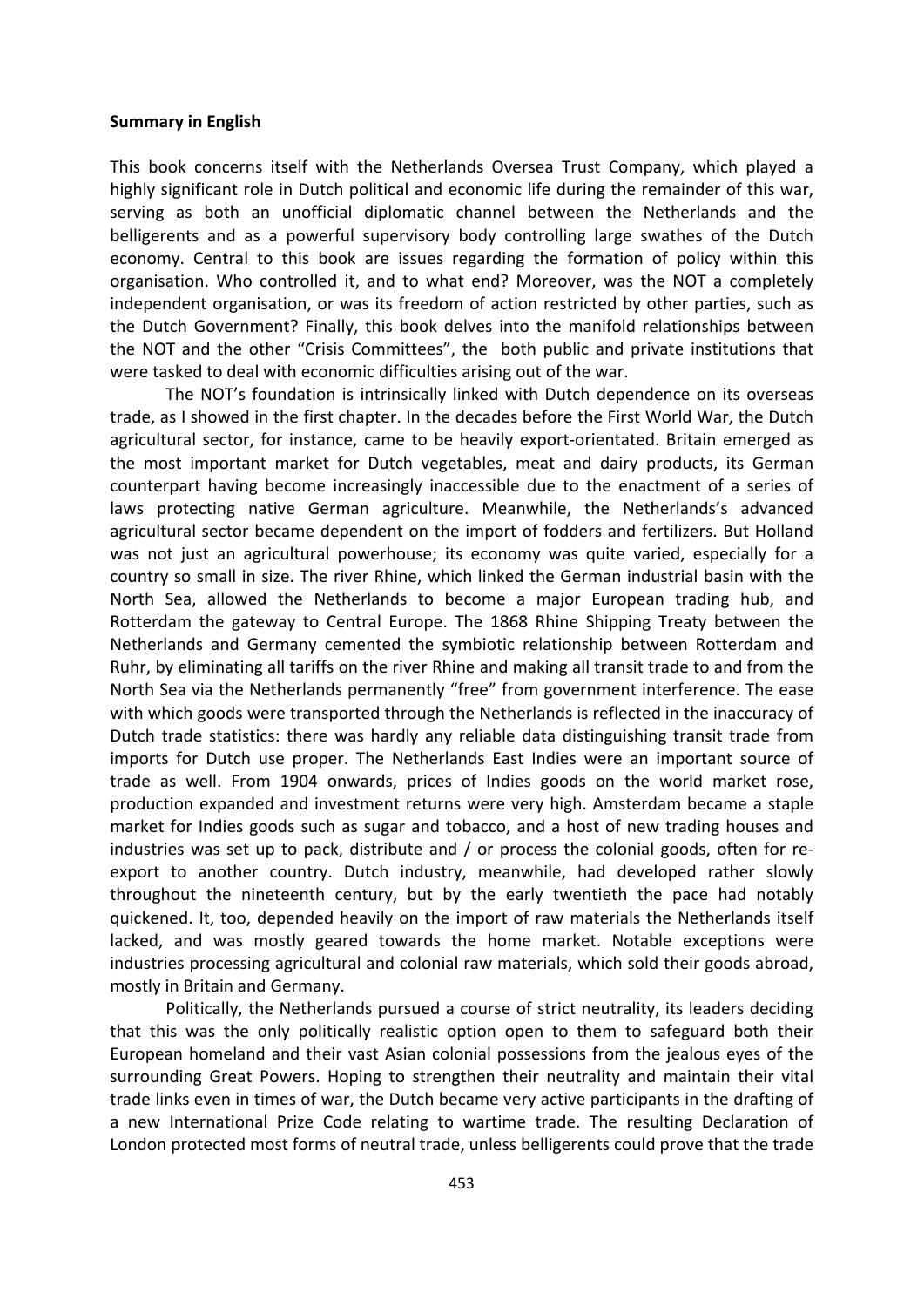**Summary in English**

This book concerns itself with the Netherlands Oversea Trust Company, which played a highly significant role in Dutch political and economic life during the remainder of this war, serving as both an unofficial diplomatic channel between the Netherlands and the belligerents and as a powerful supervisory body controlling large swathes of the Dutch economy. Central to this book are issues regarding the formation of policy within this organisation. Who controlled it, and to what end? Moreover, was the NOT a completely independent organisation, or was its freedom of action restricted by other parties, such as the Dutch Government? Finally, this book delves into the manifold relationships between the NOT and the other "Crisis Committees", the both public and private institutions that were tasked to deal with economic difficulties arising out of the war.

The NOT's foundation is intrinsically linked with Dutch dependence on its overseas trade, as I showed in the first chapter. In the decades before the First World War, the Dutch agricultural sector, for instance, came to be heavily export-orientated. Britain emerged as the most important market for Dutch vegetables, meat and dairy products, its German counterpart having become increasingly inaccessible due to the enactment of a series of laws protecting native German agriculture. Meanwhile, the Netherlands's advanced agricultural sector became dependent on the import of fodders and fertilizers. But Holland was not just an agricultural powerhouse; its economy was quite varied, especially for a country so small in size. The river Rhine, which linked the German industrial basin with the North Sea, allowed the Netherlands to become a major European trading hub, and Rotterdam the gateway to Central Europe. The 1868 Rhine Shipping Treaty between the Netherlands and Germany cemented the symbiotic relationship between Rotterdam and Ruhr, by eliminating all tariffs on the river Rhine and making all transit trade to and from the North Sea via the Netherlands permanently "free" from government interference. The ease with which goods were transported through the Netherlands is reflected in the inaccuracy of Dutch trade statistics: there was hardly any reliable data distinguishing transit trade from imports for Dutch use proper. The Netherlands East Indies were an important source of trade as well. From 1904 onwards, prices of Indies goods on the world market rose, production expanded and investment returns were very high. Amsterdam became a staple market for Indies goods such as sugar and tobacco, and a host of new trading houses and industries was set up to pack, distribute and / or process the colonial goods, often for re-export to another country. Dutch industry, meanwhile, had developed rather slowly throughout the nineteenth century, but by the early twentieth the pace had notably quickened. It, too, depended heavily on the import of raw materials the Netherlands itself lacked, and was mostly geared towards the home market. Notable exceptions were industries processing agricultural and colonial raw materials, which sold their goods abroad, mostly in Britain and Germany.

Politically, the Netherlands pursued a course of strict neutrality, its leaders deciding that this was the only politically realistic option open to them to safeguard both their European homeland and their vast Asian colonial possessions from the jealous eyes of the surrounding Great Powers. Hoping to strengthen their neutrality and maintain their vital trade links even in times of war, the Dutch became very active participants in the drafting of a new International Prize Code relating to wartime trade. The resulting Declaration of London protected most forms of neutral trade, unless belligerents could prove that the trade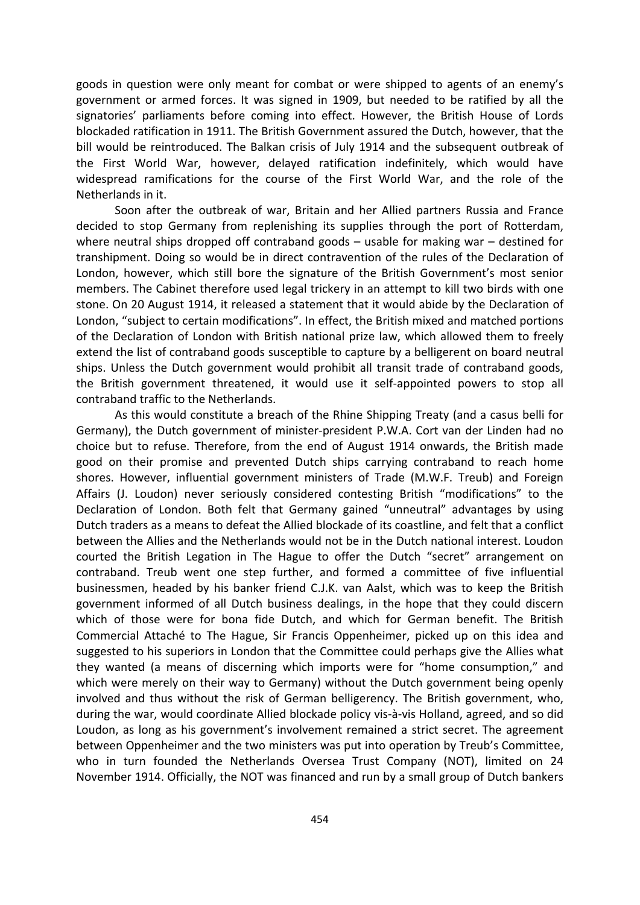goods in question were only meant for combat or were shipped to agents of an enemy's government or armed forces. It was signed in 1909, but needed to be ratified by all the signatories' parliaments before coming into effect. However, the British House of Lords blockaded ratification in 1911. The British Government assured the Dutch, however, that the bill would be reintroduced. The Balkan crisis of July 1914 and the subsequent outbreak of the First World War, however, delayed ratification indefinitely, which would have widespread ramifications for the course of the First World War, and the role of the Netherlands in it.

Soon after the outbreak of war, Britain and her Allied partners Russia and France decided to stop Germany from replenishing its supplies through the port of Rotterdam, where neutral ships dropped off contraband goods – usable for making war – destined for transhipment. Doing so would be in direct contravention of the rules of the Declaration of London, however, which still bore the signature of the British Government's most senior members. The Cabinet therefore used legal trickery in an attempt to kill two birds with one stone. On 20 August 1914, it released a statement that it would abide by the Declaration of London, "subject to certain modifications". In effect, the British mixed and matched portions of the Declaration of London with British national prize law, which allowed them to freely extend the list of contraband goods susceptible to capture by a belligerent on board neutral ships. Unless the Dutch government would prohibit all transit trade of contraband goods, the British government threatened, it would use it self-appointed powers to stop all contraband traffic to the Netherlands.

As this would constitute a breach of the Rhine Shipping Treaty (and a casus belli for Germany), the Dutch government of minister-president P.W.A. Cort van der Linden had no choice but to refuse. Therefore, from the end of August 1914 onwards, the British made good on their promise and prevented Dutch ships carrying contraband to reach home shores. However, influential government ministers of Trade (M.W.F. Treub) and Foreign Affairs (J. Loudon) never seriously considered contesting British "modifications" to the Declaration of London. Both felt that Germany gained "unneutral" advantages by using Dutch traders as a means to defeat the Allied blockade of its coastline, and felt that a conflict between the Allies and the Netherlands would not be in the Dutch national interest. Loudon courted the British Legation in The Hague to offer the Dutch "secret" arrangement on contraband. Treub went one step further, and formed a committee of five influential businessmen, headed by his banker friend C.J.K. van Aalst, which was to keep the British government informed of all Dutch business dealings, in the hope that they could discern which of those were for bona fide Dutch, and which for German benefit. The British Commercial Attaché to The Hague, Sir Francis Oppenheimer, picked up on this idea and suggested to his superiors in London that the Committee could perhaps give the Allies what they wanted (a means of discerning which imports were for "home consumption," and which were merely on their way to Germany) without the Dutch government being openly involved and thus without the risk of German belligerency. The British government, who, during the war, would coordinate Allied blockade policy vis-à-vis Holland, agreed, and so did Loudon, as long as his government's involvement remained a strict secret. The agreement between Oppenheimer and the two ministers was put into operation by Treub's Committee, who in turn founded the Netherlands Oversea Trust Company (NOT), limited on 24 November 1914. Officially, the NOT was financed and run by a small group of Dutch bankers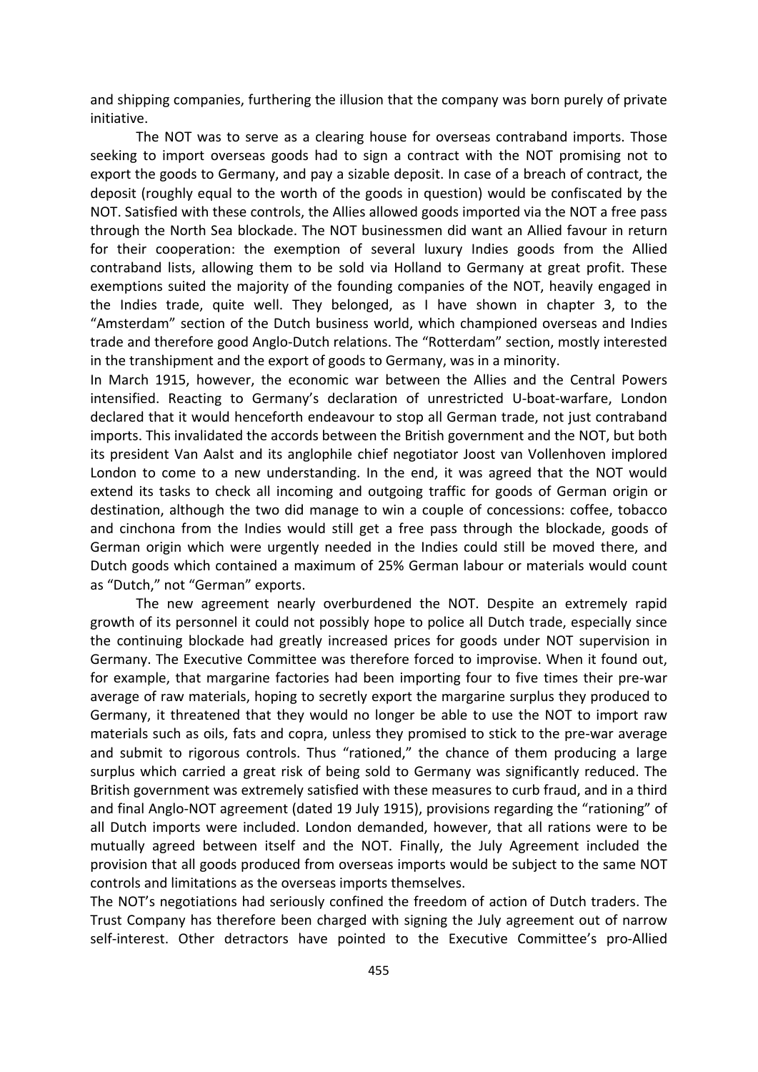and shipping companies, furthering the illusion that the company was born purely of private initiative.

The NOT was to serve as a clearing house for overseas contraband imports. Those seeking to import overseas goods had to sign a contract with the NOT promising not to export the goods to Germany, and pay a sizable deposit. In case of a breach of contract, the deposit (roughly equal to the worth of the goods in question) would be confiscated by the NOT. Satisfied with these controls, the Allies allowed goods imported via the NOT a free pass through the North Sea blockade. The NOT businessmen did want an Allied favour in return for their cooperation: the exemption of several luxury Indies goods from the Allied contraband lists, allowing them to be sold via Holland to Germany at great profit. These exemptions suited the majority of the founding companies of the NOT, heavily engaged in the Indies trade, quite well. They belonged, as I have shown in chapter 3, to the "Amsterdam" section of the Dutch business world, which championed overseas and Indies trade and therefore good Anglo-Dutch relations. The "Rotterdam" section, mostly interested in the transhipment and the export of goods to Germany, was in a minority.

In March 1915, however, the economic war between the Allies and the Central Powers intensified. Reacting to Germany's declaration of unrestricted U-boat-warfare, London declared that it would henceforth endeavour to stop all German trade, not just contraband imports. This invalidated the accords between the British government and the NOT, but both its president Van Aalst and its anglophile chief negotiator Joost van Vollenhoven implored London to come to a new understanding. In the end, it was agreed that the NOT would extend its tasks to check all incoming and outgoing traffic for goods of German origin or destination, although the two did manage to win a couple of concessions: coffee, tobacco and cinchona from the Indies would still get a free pass through the blockade, goods of German origin which were urgently needed in the Indies could still be moved there, and Dutch goods which contained a maximum of 25% German labour or materials would count as "Dutch," not "German" exports.

The new agreement nearly overburdened the NOT. Despite an extremely rapid growth of its personnel it could not possibly hope to police all Dutch trade, especially since the continuing blockade had greatly increased prices for goods under NOT supervision in Germany. The Executive Committee was therefore forced to improvise. When it found out, for example, that margarine factories had been importing four to five times their pre-war average of raw materials, hoping to secretly export the margarine surplus they produced to Germany, it threatened that they would no longer be able to use the NOT to import raw materials such as oils, fats and copra, unless they promised to stick to the pre-war average and submit to rigorous controls. Thus "rationed," the chance of them producing a large surplus which carried a great risk of being sold to Germany was significantly reduced. The British government was extremely satisfied with these measures to curb fraud, and in a third and final Anglo-NOT agreement (dated 19 July 1915), provisions regarding the "rationing" of all Dutch imports were included. London demanded, however, that all rations were to be mutually agreed between itself and the NOT. Finally, the July Agreement included the provision that all goods produced from overseas imports would be subject to the same NOT controls and limitations as the overseas imports themselves.

The NOT's negotiations had seriously confined the freedom of action of Dutch traders. The Trust Company has therefore been charged with signing the July agreement out of narrow self-interest. Other detractors have pointed to the Executive Committee's pro-Allied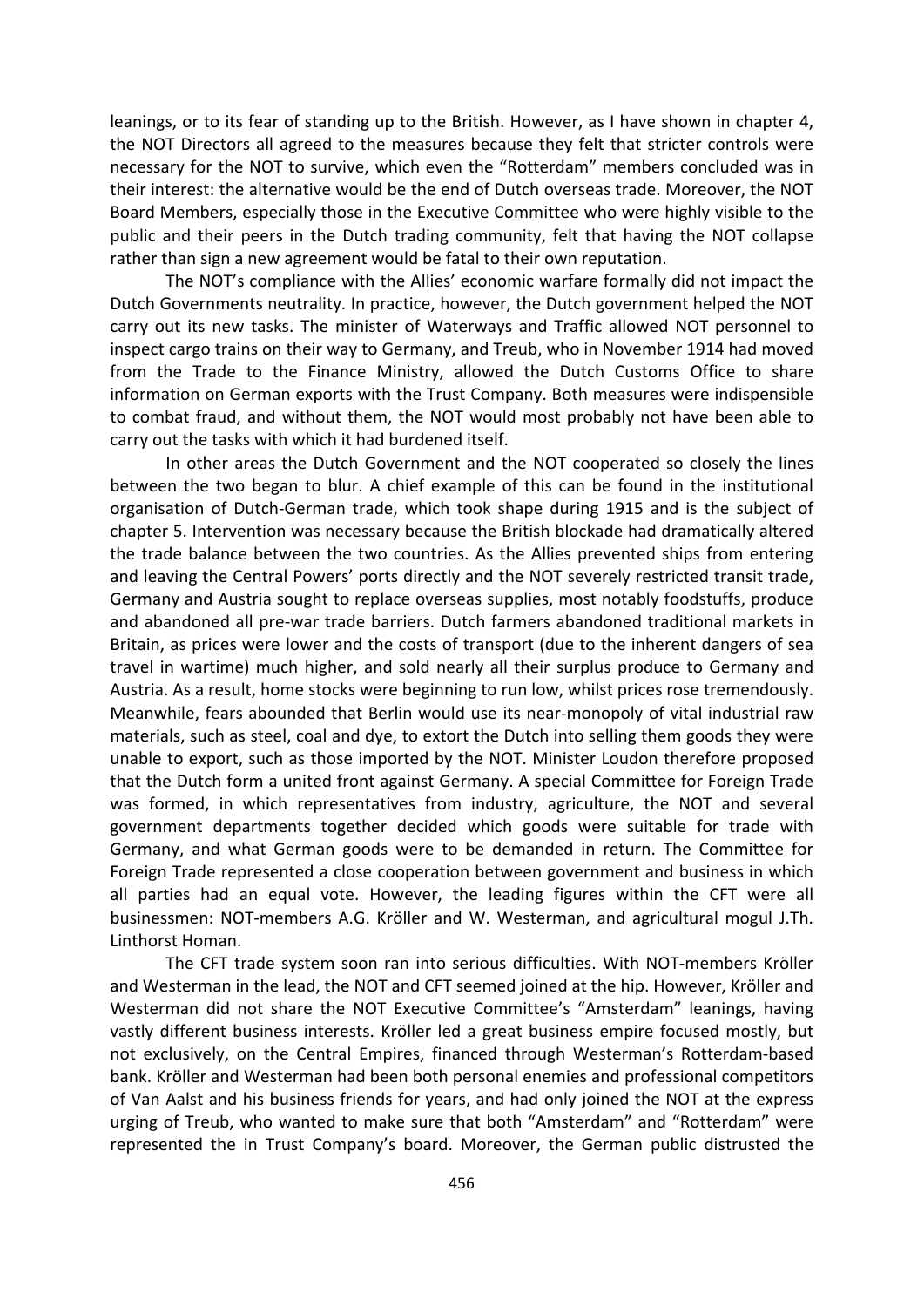leanings, or to its fear of standing up to the British. However, as I have shown in chapter 4, the NOT Directors all agreed to the measures because they felt that stricter controls were necessary for the NOT to survive, which even the "Rotterdam" members concluded was in their interest: the alternative would be the end of Dutch overseas trade. Moreover, the NOT Board Members, especially those in the Executive Committee who were highly visible to the public and their peers in the Dutch trading community, felt that having the NOT collapse rather than sign a new agreement would be fatal to their own reputation.

The NOT's compliance with the Allies' economic warfare formally did not impact the Dutch Governments neutrality. In practice, however, the Dutch government helped the NOT carry out its new tasks. The minister of Waterways and Traffic allowed NOT personnel to inspect cargo trains on their way to Germany, and Treub, who in November 1914 had moved from the Trade to the Finance Ministry, allowed the Dutch Customs Office to share information on German exports with the Trust Company. Both measures were indispensible to combat fraud, and without them, the NOT would most probably not have been able to carry out the tasks with which it had burdened itself.

In other areas the Dutch Government and the NOT cooperated so closely the lines between the two began to blur. A chief example of this can be found in the institutional organisation of Dutch-German trade, which took shape during 1915 and is the subject of chapter 5. Intervention was necessary because the British blockade had dramatically altered the trade balance between the two countries. As the Allies prevented ships from entering and leaving the Central Powers' ports directly and the NOT severely restricted transit trade, Germany and Austria sought to replace overseas supplies, most notably foodstuffs, produce and abandoned all pre-war trade barriers. Dutch farmers abandoned traditional markets in Britain, as prices were lower and the costs of transport (due to the inherent dangers of sea travel in wartime) much higher, and sold nearly all their surplus produce to Germany and Austria. As a result, home stocks were beginning to run low, whilst prices rose tremendously. Meanwhile, fears abounded that Berlin would use its near-monopoly of vital industrial raw materials, such as steel, coal and dye, to extort the Dutch into selling them goods they were unable to export, such as those imported by the NOT. Minister Loudon therefore proposed that the Dutch form a united front against Germany. A special Committee for Foreign Trade was formed, in which representatives from industry, agriculture, the NOT and several government departments together decided which goods were suitable for trade with Germany, and what German goods were to be demanded in return. The Committee for Foreign Trade represented a close cooperation between government and business in which all parties had an equal vote. However, the leading figures within the CFT were all businessmen: NOT-members A.G. Kröller and W. Westerman, and agricultural mogul J.Th. Linthorst Homan.

The CFT trade system soon ran into serious difficulties. With NOT-members Kröller and Westerman in the lead, the NOT and CFT seemed joined at the hip. However, Kröller and Westerman did not share the NOT Executive Committee's "Amsterdam" leanings, having vastly different business interests. Kröller led a great business empire focused mostly, but not exclusively, on the Central Empires, financed through Westerman's Rotterdam-based bank. Kröller and Westerman had been both personal enemies and professional competitors of Van Aalst and his business friends for years, and had only joined the NOT at the express urging of Treub, who wanted to make sure that both "Amsterdam" and "Rotterdam" were represented the in Trust Company's board. Moreover, the German public distrusted the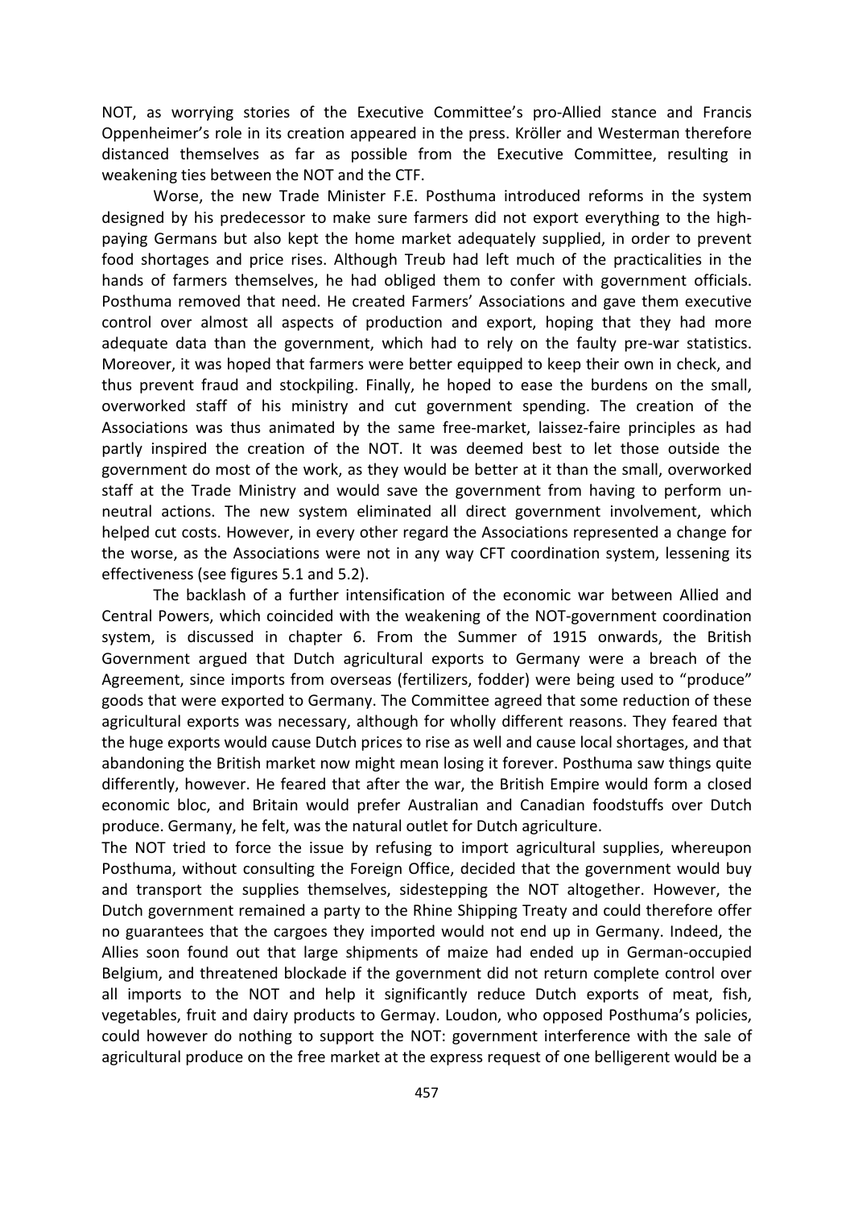NOT, as worrying stories of the Executive Committee's pro-Allied stance and Francis Oppenheimer's role in its creation appeared in the press. Kröller and Westerman therefore distanced themselves as far as possible from the Executive Committee, resulting in weakening ties between the NOT and the CTF.

Worse, the new Trade Minister F.E. Posthuma introduced reforms in the system designed by his predecessor to make sure farmers did not export everything to the high-paying Germans but also kept the home market adequately supplied, in order to prevent food shortages and price rises. Although Treub had left much of the practicalities in the hands of farmers themselves, he had obliged them to confer with government officials. Posthuma removed that need. He created Farmers' Associations and gave them executive control over almost all aspects of production and export, hoping that they had more adequate data than the government, which had to rely on the faulty pre-war statistics. Moreover, it was hoped that farmers were better equipped to keep their own in check, and thus prevent fraud and stockpiling. Finally, he hoped to ease the burdens on the small, overworked staff of his ministry and cut government spending. The creation of the Associations was thus animated by the same free-market, laissez-faire principles as had partly inspired the creation of the NOT. It was deemed best to let those outside the government do most of the work, as they would be better at it than the small, overworked staff at the Trade Ministry and would save the government from having to perform un-neutral actions. The new system eliminated all direct government involvement, which helped cut costs. However, in every other regard the Associations represented a change for the worse, as the Associations were not in any way CFT coordination system, lessening its effectiveness (see figures 5.1 and 5.2).

The backlash of a further intensification of the economic war between Allied and Central Powers, which coincided with the weakening of the NOT-government coordination system, is discussed in chapter 6. From the Summer of 1915 onwards, the British Government argued that Dutch agricultural exports to Germany were a breach of the Agreement, since imports from overseas (fertilizers, fodder) were being used to "produce" goods that were exported to Germany. The Committee agreed that some reduction of these agricultural exports was necessary, although for wholly different reasons. They feared that the huge exports would cause Dutch prices to rise as well and cause local shortages, and that abandoning the British market now might mean losing it forever. Posthuma saw things quite differently, however. He feared that after the war, the British Empire would form a closed economic bloc, and Britain would prefer Australian and Canadian foodstuffs over Dutch produce. Germany, he felt, was the natural outlet for Dutch agriculture.

The NOT tried to force the issue by refusing to import agricultural supplies, whereupon Posthuma, without consulting the Foreign Office, decided that the government would buy and transport the supplies themselves, sidestepping the NOT altogether. However, the Dutch government remained a party to the Rhine Shipping Treaty and could therefore offer no guarantees that the cargoes they imported would not end up in Germany. Indeed, the Allies soon found out that large shipments of maize had ended up in German-occupied Belgium, and threatened blockade if the government did not return complete control over all imports to the NOT and help it significantly reduce Dutch exports of meat, fish, vegetables, fruit and dairy products to Germay. Loudon, who opposed Posthuma's policies, could however do nothing to support the NOT: government interference with the sale of agricultural produce on the free market at the express request of one belligerent would be a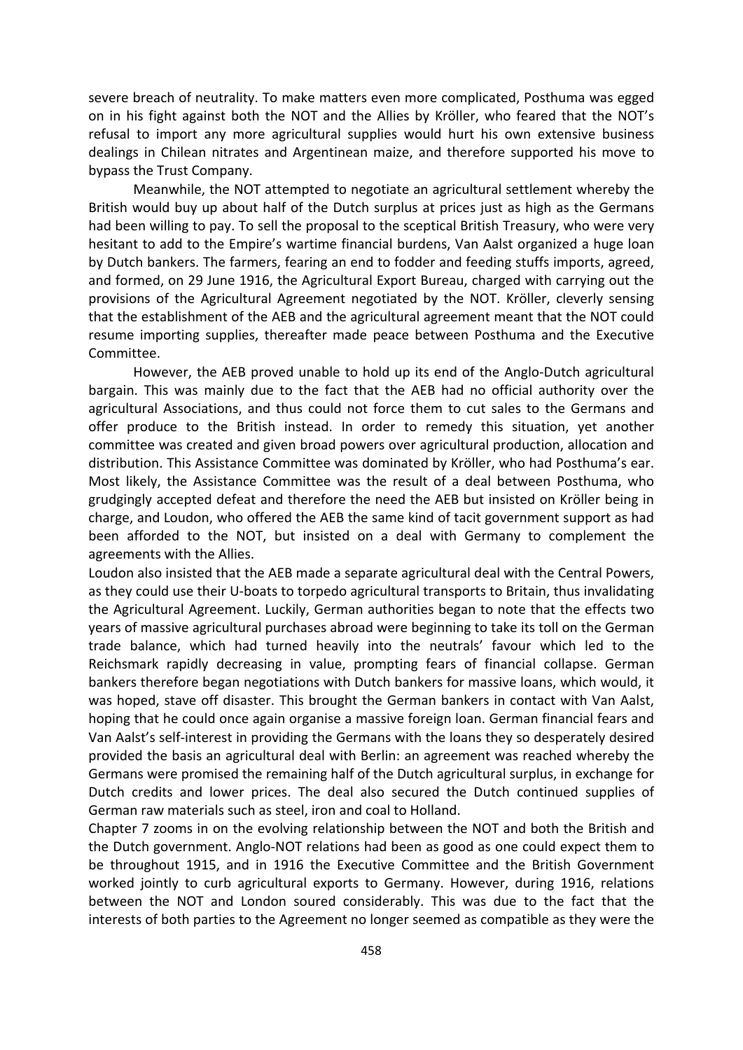severe breach of neutrality. To make matters even more complicated, Posthuma was egged on in his fight against both the NOT and the Allies by Kröller, who feared that the NOT's refusal to import any more agricultural supplies would hurt his own extensive business dealings in Chilean nitrates and Argentinean maize, and therefore supported his move to bypass the Trust Company.

Meanwhile, the NOT attempted to negotiate an agricultural settlement whereby the British would buy up about half of the Dutch surplus at prices just as high as the Germans had been willing to pay. To sell the proposal to the sceptical British Treasury, who were very hesitant to add to the Empire's wartime financial burdens, Van Aalst organized a huge loan by Dutch bankers. The farmers, fearing an end to fodder and feeding stuffs imports, agreed, and formed, on 29 June 1916, the Agricultural Export Bureau, charged with carrying out the provisions of the Agricultural Agreement negotiated by the NOT. Kröller, cleverly sensing that the establishment of the AEB and the agricultural agreement meant that the NOT could resume importing supplies, thereafter made peace between Posthuma and the Executive Committee.

However, the AEB proved unable to hold up its end of the Anglo-Dutch agricultural bargain. This was mainly due to the fact that the AEB had no official authority over the agricultural Associations, and thus could not force them to cut sales to the Germans and offer produce to the British instead. In order to remedy this situation, yet another committee was created and given broad powers over agricultural production, allocation and distribution. This Assistance Committee was dominated by Kröller, who had Posthuma's ear. Most likely, the Assistance Committee was the result of a deal between Posthuma, who grudgingly accepted defeat and therefore the need the AEB but insisted on Kröller being in charge, and Loudon, who offered the AEB the same kind of tacit government support as had been afforded to the NOT, but insisted on a deal with Germany to complement the agreements with the Allies.

Loudon also insisted that the AEB made a separate agricultural deal with the Central Powers, as they could use their U-boats to torpedo agricultural transports to Britain, thus invalidating the Agricultural Agreement. Luckily, German authorities began to note that the effects two years of massive agricultural purchases abroad were beginning to take its toll on the German trade balance, which had turned heavily into the neutrals' favour which led to the Reichsmark rapidly decreasing in value, prompting fears of financial collapse. German bankers therefore began negotiations with Dutch bankers for massive loans, which would, it was hoped, stave off disaster. This brought the German bankers in contact with Van Aalst, hoping that he could once again organise a massive foreign loan. German financial fears and Van Aalst's self-interest in providing the Germans with the loans they so desperately desired provided the basis an agricultural deal with Berlin: an agreement was reached whereby the Germans were promised the remaining half of the Dutch agricultural surplus, in exchange for Dutch credits and lower prices. The deal also secured the Dutch continued supplies of German raw materials such as steel, iron and coal to Holland.

Chapter 7 zooms in on the evolving relationship between the NOT and both the British and the Dutch government. Anglo-NOT relations had been as good as one could expect them to be throughout 1915, and in 1916 the Executive Committee and the British Government worked jointly to curb agricultural exports to Germany. However, during 1916, relations between the NOT and London soured considerably. This was due to the fact that the interests of both parties to the Agreement no longer seemed as compatible as they were the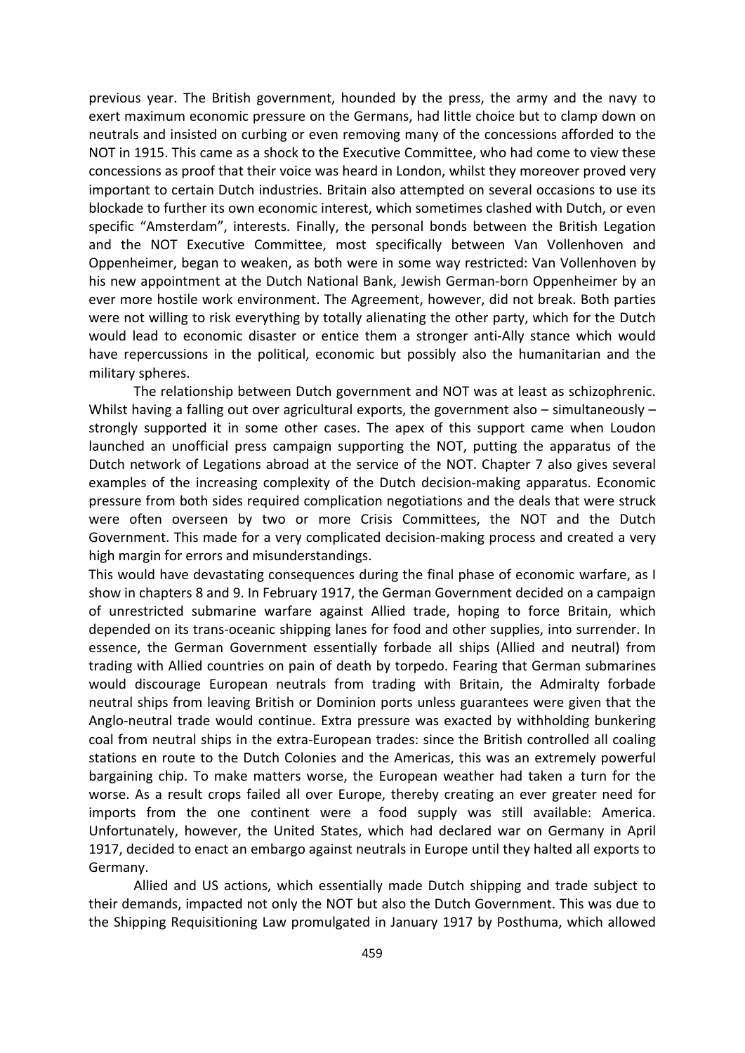previous year. The British government, hounded by the press, the army and the navy to exert maximum economic pressure on the Germans, had little choice but to clamp down on neutrals and insisted on curbing or even removing many of the concessions afforded to the NOT in 1915. This came as a shock to the Executive Committee, who had come to view these concessions as proof that their voice was heard in London, whilst they moreover proved very important to certain Dutch industries. Britain also attempted on several occasions to use its blockade to further its own economic interest, which sometimes clashed with Dutch, or even specific "Amsterdam", interests. Finally, the personal bonds between the British Legation and the NOT Executive Committee, most specifically between Van Vollenhoven and Oppenheimer, began to weaken, as both were in some way restricted: Van Vollenhoven by his new appointment at the Dutch National Bank, Jewish German-born Oppenheimer by an ever more hostile work environment. The Agreement, however, did not break. Both parties were not willing to risk everything by totally alienating the other party, which for the Dutch would lead to economic disaster or entice them a stronger anti-Ally stance which would have repercussions in the political, economic but possibly also the humanitarian and the military spheres.

The relationship between Dutch government and NOT was at least as schizophrenic. Whilst having a falling out over agricultural exports, the government also – simultaneously – strongly supported it in some other cases. The apex of this support came when Loudon launched an unofficial press campaign supporting the NOT, putting the apparatus of the Dutch network of Legations abroad at the service of the NOT. Chapter 7 also gives several examples of the increasing complexity of the Dutch decision-making apparatus. Economic pressure from both sides required complication negotiations and the deals that were struck were often overseen by two or more Crisis Committees, the NOT and the Dutch Government. This made for a very complicated decision-making process and created a very high margin for errors and misunderstandings.

This would have devastating consequences during the final phase of economic warfare, as I show in chapters 8 and 9. In February 1917, the German Government decided on a campaign of unrestricted submarine warfare against Allied trade, hoping to force Britain, which depended on its trans-oceanic shipping lanes for food and other supplies, into surrender. In essence, the German Government essentially forbade all ships (Allied and neutral) from trading with Allied countries on pain of death by torpedo. Fearing that German submarines would discourage European neutrals from trading with Britain, the Admiralty forbade neutral ships from leaving British or Dominion ports unless guarantees were given that the Anglo-neutral trade would continue. Extra pressure was exacted by withholding bunkering coal from neutral ships in the extra-European trades: since the British controlled all coaling stations en route to the Dutch Colonies and the Americas, this was an extremely powerful bargaining chip. To make matters worse, the European weather had taken a turn for the worse. As a result crops failed all over Europe, thereby creating an ever greater need for imports from the one continent were a food supply was still available: America. Unfortunately, however, the United States, which had declared war on Germany in April 1917, decided to enact an embargo against neutrals in Europe until they halted all exports to Germany.

Allied and US actions, which essentially made Dutch shipping and trade subject to their demands, impacted not only the NOT but also the Dutch Government. This was due to the Shipping Requisitioning Law promulgated in January 1917 by Posthuma, which allowed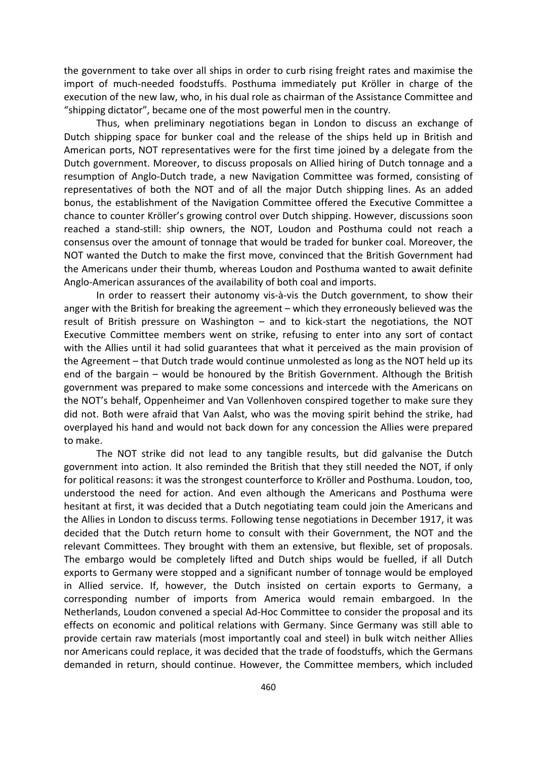the government to take over all ships in order to curb rising freight rates and maximise the import of much-needed foodstuffs. Posthuma immediately put Kröller in charge of the execution of the new law, who, in his dual role as chairman of the Assistance Committee and "shipping dictator", became one of the most powerful men in the country.

Thus, when preliminary negotiations began in London to discuss an exchange of Dutch shipping space for bunker coal and the release of the ships held up in British and American ports, NOT representatives were for the first time joined by a delegate from the Dutch government. Moreover, to discuss proposals on Allied hiring of Dutch tonnage and a resumption of Anglo-Dutch trade, a new Navigation Committee was formed, consisting of representatives of both the NOT and of all the major Dutch shipping lines. As an added bonus, the establishment of the Navigation Committee offered the Executive Committee a chance to counter Kröller's growing control over Dutch shipping. However, discussions soon reached a stand-still: ship owners, the NOT, Loudon and Posthuma could not reach a consensus over the amount of tonnage that would be traded for bunker coal. Moreover, the NOT wanted the Dutch to make the first move, convinced that the British Government had the Americans under their thumb, whereas Loudon and Posthuma wanted to await definite Anglo-American assurances of the availability of both coal and imports.

In order to reassert their autonomy vis-à-vis the Dutch government, to show their anger with the British for breaking the agreement – which they erroneously believed was the result of British pressure on Washington – and to kick-start the negotiations, the NOT Executive Committee members went on strike, refusing to enter into any sort of contact with the Allies until it had solid guarantees that what it perceived as the main provision of the Agreement – that Dutch trade would continue unmolested as long as the NOT held up its end of the bargain – would be honoured by the British Government. Although the British government was prepared to make some concessions and intercede with the Americans on the NOT's behalf, Oppenheimer and Van Vollenhoven conspired together to make sure they did not. Both were afraid that Van Aalst, who was the moving spirit behind the strike, had overplayed his hand and would not back down for any concession the Allies were prepared to make.

The NOT strike did not lead to any tangible results, but did galvanise the Dutch government into action. It also reminded the British that they still needed the NOT, if only for political reasons: it was the strongest counterforce to Kröller and Posthuma. Loudon, too, understood the need for action. And even although the Americans and Posthuma were hesitant at first, it was decided that a Dutch negotiating team could join the Americans and the Allies in London to discuss terms. Following tense negotiations in December 1917, it was decided that the Dutch return home to consult with their Government, the NOT and the relevant Committees. They brought with them an extensive, but flexible, set of proposals. The embargo would be completely lifted and Dutch ships would be fuelled, if all Dutch exports to Germany were stopped and a significant number of tonnage would be employed in Allied service. If, however, the Dutch insisted on certain exports to Germany, a corresponding number of imports from America would remain embargoed. In the Netherlands, Loudon convened a special Ad-Hoc Committee to consider the proposal and its effects on economic and political relations with Germany. Since Germany was still able to provide certain raw materials (most importantly coal and steel) in bulk witch neither Allies nor Americans could replace, it was decided that the trade of foodstuffs, which the Germans demanded in return, should continue. However, the Committee members, which included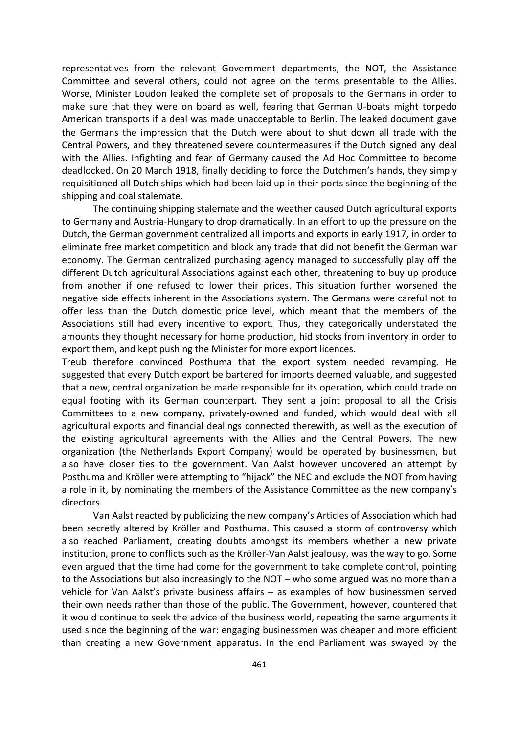representatives from the relevant Government departments, the NOT, the Assistance Committee and several others, could not agree on the terms presentable to the Allies. Worse, Minister Loudon leaked the complete set of proposals to the Germans in order to make sure that they were on board as well, fearing that German U-boats might torpedo American transports if a deal was made unacceptable to Berlin. The leaked document gave the Germans the impression that the Dutch were about to shut down all trade with the Central Powers, and they threatened severe countermeasures if the Dutch signed any deal with the Allies. Infighting and fear of Germany caused the Ad Hoc Committee to become deadlocked. On 20 March 1918, finally deciding to force the Dutchmen's hands, they simply requisitioned all Dutch ships which had been laid up in their ports since the beginning of the shipping and coal stalemate.

The continuing shipping stalemate and the weather caused Dutch agricultural exports to Germany and Austria-Hungary to drop dramatically. In an effort to up the pressure on the Dutch, the German government centralized all imports and exports in early 1917, in order to eliminate free market competition and block any trade that did not benefit the German war economy. The German centralized purchasing agency managed to successfully play off the different Dutch agricultural Associations against each other, threatening to buy up produce from another if one refused to lower their prices. This situation further worsened the negative side effects inherent in the Associations system. The Germans were careful not to offer less than the Dutch domestic price level, which meant that the members of the Associations still had every incentive to export. Thus, they categorically understated the amounts they thought necessary for home production, hid stocks from inventory in order to export them, and kept pushing the Minister for more export licences.

Treub therefore convinced Posthuma that the export system needed revamping. He suggested that every Dutch export be bartered for imports deemed valuable, and suggested that a new, central organization be made responsible for its operation, which could trade on equal footing with its German counterpart. They sent a joint proposal to all the Crisis Committees to a new company, privately-owned and funded, which would deal with all agricultural exports and financial dealings connected therewith, as well as the execution of the existing agricultural agreements with the Allies and the Central Powers. The new organization (the Netherlands Export Company) would be operated by businessmen, but also have closer ties to the government. Van Aalst however uncovered an attempt by Posthuma and Kröller were attempting to "hijack" the NEC and exclude the NOT from having a role in it, by nominating the members of the Assistance Committee as the new company's directors.

Van Aalst reacted by publicizing the new company's Articles of Association which had been secretly altered by Kröller and Posthuma. This caused a storm of controversy which also reached Parliament, creating doubts amongst its members whether a new private institution, prone to conflicts such as the Kröller-Van Aalst jealousy, was the way to go. Some even argued that the time had come for the government to take complete control, pointing to the Associations but also increasingly to the NOT – who some argued was no more than a vehicle for Van Aalst's private business affairs – as examples of how businessmen served their own needs rather than those of the public. The Government, however, countered that it would continue to seek the advice of the business world, repeating the same arguments it used since the beginning of the war: engaging businessmen was cheaper and more efficient than creating a new Government apparatus. In the end Parliament was swayed by the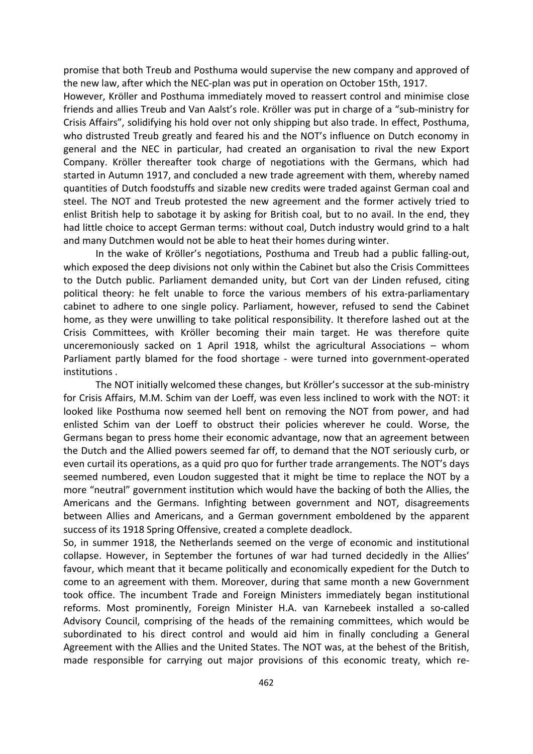promise that both Treub and Posthuma would supervise the new company and approved of the new law, after which the NEC-plan was put in operation on October 15th, 1917.

However, Kröller and Posthuma immediately moved to reassert control and minimise close friends and allies Treub and Van Aalst's role. Kröller was put in charge of a "sub-ministry for Crisis Affairs", solidifying his hold over not only shipping but also trade. In effect, Posthuma, who distrusted Treub greatly and feared his and the NOT's influence on Dutch economy in general and the NEC in particular, had created an organisation to rival the new Export Company. Kröller thereafter took charge of negotiations with the Germans, which had started in Autumn 1917, and concluded a new trade agreement with them, whereby named quantities of Dutch foodstuffs and sizable new credits were traded against German coal and steel. The NOT and Treub protested the new agreement and the former actively tried to enlist British help to sabotage it by asking for British coal, but to no avail. In the end, they had little choice to accept German terms: without coal, Dutch industry would grind to a halt and many Dutchmen would not be able to heat their homes during winter.

In the wake of Kröller's negotiations, Posthuma and Treub had a public falling-out, which exposed the deep divisions not only within the Cabinet but also the Crisis Committees to the Dutch public. Parliament demanded unity, but Cort van der Linden refused, citing political theory: he felt unable to force the various members of his extra-parliamentary cabinet to adhere to one single policy. Parliament, however, refused to send the Cabinet home, as they were unwilling to take political responsibility. It therefore lashed out at the Crisis Committees, with Kröller becoming their main target. He was therefore quite unceremoniously sacked on 1 April 1918, whilst the agricultural Associations – whom Parliament partly blamed for the food shortage - were turned into government-operated institutions .

The NOT initially welcomed these changes, but Kröller's successor at the sub-ministry for Crisis Affairs, M.M. Schim van der Loeff, was even less inclined to work with the NOT: it looked like Posthuma now seemed hell bent on removing the NOT from power, and had enlisted Schim van der Loeff to obstruct their policies wherever he could. Worse, the Germans began to press home their economic advantage, now that an agreement between the Dutch and the Allied powers seemed far off, to demand that the NOT seriously curb, or even curtail its operations, as a quid pro quo for further trade arrangements. The NOT's days seemed numbered, even Loudon suggested that it might be time to replace the NOT by a more "neutral" government institution which would have the backing of both the Allies, the Americans and the Germans. Infighting between government and NOT, disagreements between Allies and Americans, and a German government emboldened by the apparent success of its 1918 Spring Offensive, created a complete deadlock.

So, in summer 1918, the Netherlands seemed on the verge of economic and institutional collapse. However, in September the fortunes of war had turned decidedly in the Allies' favour, which meant that it became politically and economically expedient for the Dutch to come to an agreement with them. Moreover, during that same month a new Government took office. The incumbent Trade and Foreign Ministers immediately began institutional reforms. Most prominently, Foreign Minister H.A. van Karnebeek installed a so-called Advisory Council, comprising of the heads of the remaining committees, which would be subordinated to his direct control and would aid him in finally concluding a General Agreement with the Allies and the United States. The NOT was, at the behest of the British, made responsible for carrying out major provisions of this economic treaty, which re-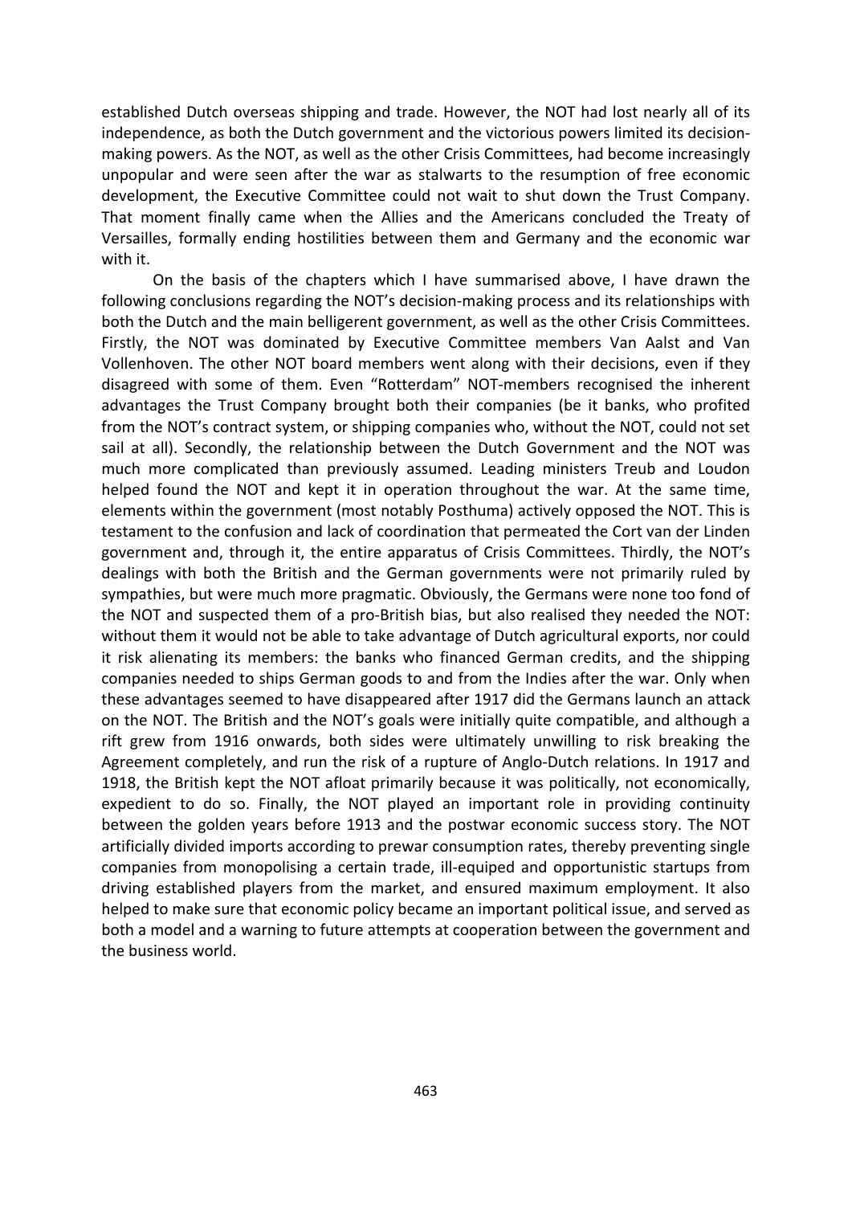established Dutch overseas shipping and trade. However, the NOT had lost nearly all of its independence, as both the Dutch government and the victorious powers limited its decision-making powers. As the NOT, as well as the other Crisis Committees, had become increasingly unpopular and were seen after the war as stalwarts to the resumption of free economic development, the Executive Committee could not wait to shut down the Trust Company. That moment finally came when the Allies and the Americans concluded the Treaty of Versailles, formally ending hostilities between them and Germany and the economic war with it.

On the basis of the chapters which I have summarised above, I have drawn the following conclusions regarding the NOT's decision-making process and its relationships with both the Dutch and the main belligerent government, as well as the other Crisis Committees. Firstly, the NOT was dominated by Executive Committee members Van Aalst and Van Vollenhoven. The other NOT board members went along with their decisions, even if they disagreed with some of them. Even "Rotterdam" NOT-members recognised the inherent advantages the Trust Company brought both their companies (be it banks, who profited from the NOT's contract system, or shipping companies who, without the NOT, could not set sail at all). Secondly, the relationship between the Dutch Government and the NOT was much more complicated than previously assumed. Leading ministers Treub and Loudon helped found the NOT and kept it in operation throughout the war. At the same time, elements within the government (most notably Posthuma) actively opposed the NOT. This is testament to the confusion and lack of coordination that permeated the Cort van der Linden government and, through it, the entire apparatus of Crisis Committees. Thirdly, the NOT's dealings with both the British and the German governments were not primarily ruled by sympathies, but were much more pragmatic. Obviously, the Germans were none too fond of the NOT and suspected them of a pro-British bias, but also realised they needed the NOT: without them it would not be able to take advantage of Dutch agricultural exports, nor could it risk alienating its members: the banks who financed German credits, and the shipping companies needed to ships German goods to and from the Indies after the war. Only when these advantages seemed to have disappeared after 1917 did the Germans launch an attack on the NOT. The British and the NOT's goals were initially quite compatible, and although a rift grew from 1916 onwards, both sides were ultimately unwilling to risk breaking the Agreement completely, and run the risk of a rupture of Anglo-Dutch relations. In 1917 and 1918, the British kept the NOT afloat primarily because it was politically, not economically, expedient to do so. Finally, the NOT played an important role in providing continuity between the golden years before 1913 and the postwar economic success story. The NOT artificially divided imports according to prewar consumption rates, thereby preventing single companies from monopolising a certain trade, ill-equiped and opportunistic startups from driving established players from the market, and ensured maximum employment. It also helped to make sure that economic policy became an important political issue, and served as both a model and a warning to future attempts at cooperation between the government and the business world.